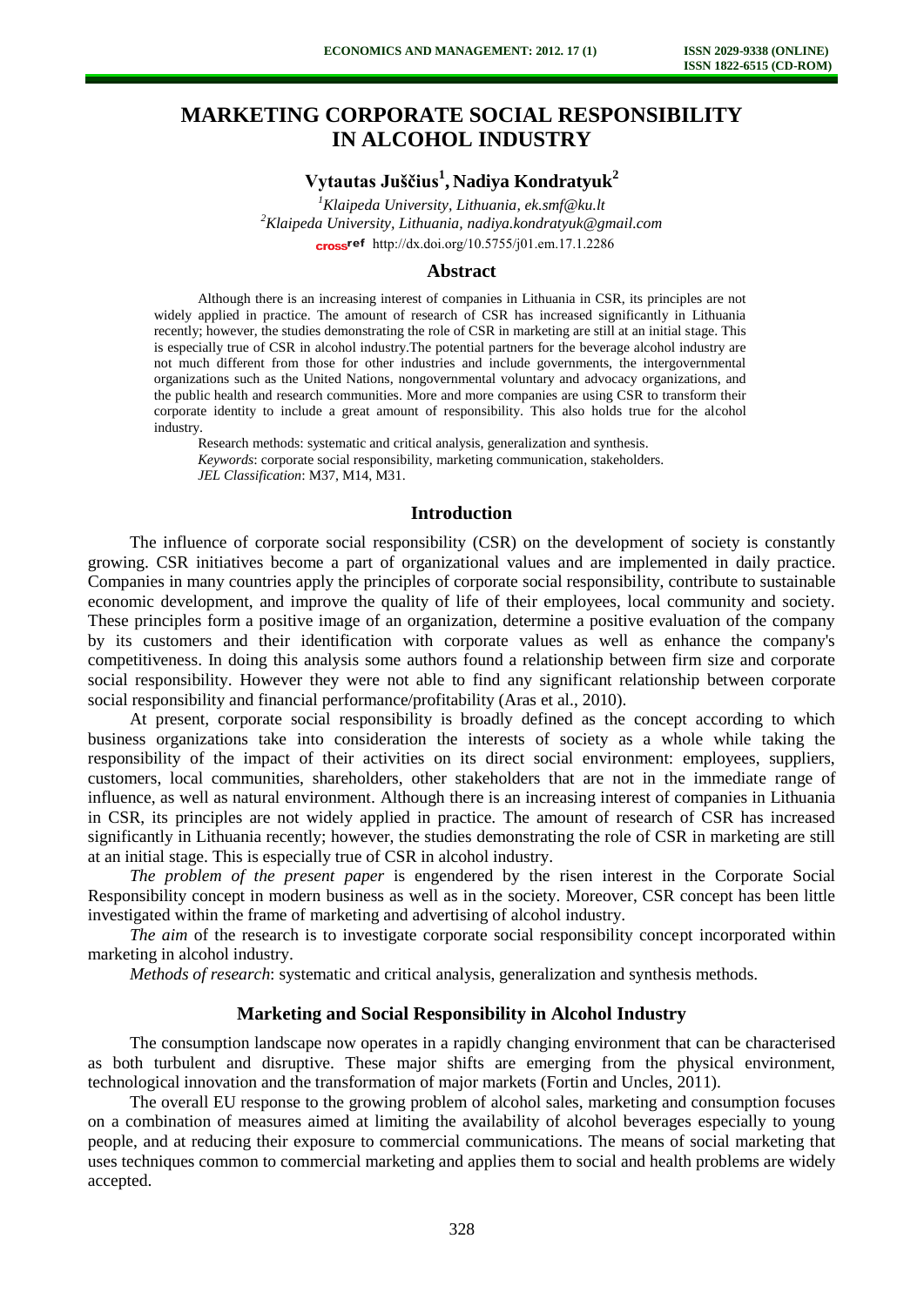# MARKETING CORPORATE SOCIAL RESPONSIBILITY IN ALCOHOL INDUSTRY

**Vytautas Juščius[1], Nadiya Kondratyuk[2]**

*[1]Klaipeda University, Lithuania, ek.smf@ku.lt*
*[2]Klaipeda University, Lithuania, nadiya.kondratyuk@gmail.com*
http://dx.doi.org/10.5755/j01.em.17.1.2286

## Abstract

Although there is an increasing interest of companies in Lithuania in CSR, its principles are not widely applied in practice. The amount of research of CSR has increased significantly in Lithuania recently; however, the studies demonstrating the role of CSR in marketing are still at an initial stage. This is especially true of CSR in alcohol industry.The potential partners for the beverage alcohol industry are not much different from those for other industries and include governments, the intergovernmental organizations such as the United Nations, nongovernmental voluntary and advocacy organizations, and the public health and research communities. More and more companies are using CSR to transform their corporate identity to include a great amount of responsibility. This also holds true for the alcohol industry.

Research methods: systematic and critical analysis, generalization and synthesis.

*Keywords*: corporate social responsibility, marketing communication, stakeholders.

*JEL Classification*: M37, M14, M31.

## Introduction

The influence of corporate social responsibility (CSR) on the development of society is constantly growing. CSR initiatives become a part of organizational values and are implemented in daily practice. Companies in many countries apply the principles of corporate social responsibility, contribute to sustainable economic development, and improve the quality of life of their employees, local community and society. These principles form a positive image of an organization, determine a positive evaluation of the company by its customers and their identification with corporate values as well as enhance the company's competitiveness. In doing this analysis some authors found a relationship between firm size and corporate social responsibility. However they were not able to find any significant relationship between corporate social responsibility and financial performance/profitability (Aras et al., 2010).

At present, corporate social responsibility is broadly defined as the concept according to which business organizations take into consideration the interests of society as a whole while taking the responsibility of the impact of their activities on its direct social environment: employees, suppliers, customers, local communities, shareholders, other stakeholders that are not in the immediate range of influence, as well as natural environment. Although there is an increasing interest of companies in Lithuania in CSR, its principles are not widely applied in practice. The amount of research of CSR has increased significantly in Lithuania recently; however, the studies demonstrating the role of CSR in marketing are still at an initial stage. This is especially true of CSR in alcohol industry.

*The problem of the present paper* is engendered by the risen interest in the Corporate Social Responsibility concept in modern business as well as in the society. Moreover, CSR concept has been little investigated within the frame of marketing and advertising of alcohol industry.

*The aim* of the research is to investigate corporate social responsibility concept incorporated within marketing in alcohol industry.

*Methods of research*: systematic and critical analysis, generalization and synthesis methods.

## Marketing and Social Responsibility in Alcohol Industry

The consumption landscape now operates in a rapidly changing environment that can be characterised as both turbulent and disruptive. These major shifts are emerging from the physical environment, technological innovation and the transformation of major markets (Fortin and Uncles, 2011).

The overall EU response to the growing problem of alcohol sales, marketing and consumption focuses on a combination of measures aimed at limiting the availability of alcohol beverages especially to young people, and at reducing their exposure to commercial communications. The means of social marketing that uses techniques common to commercial marketing and applies them to social and health problems are widely accepted.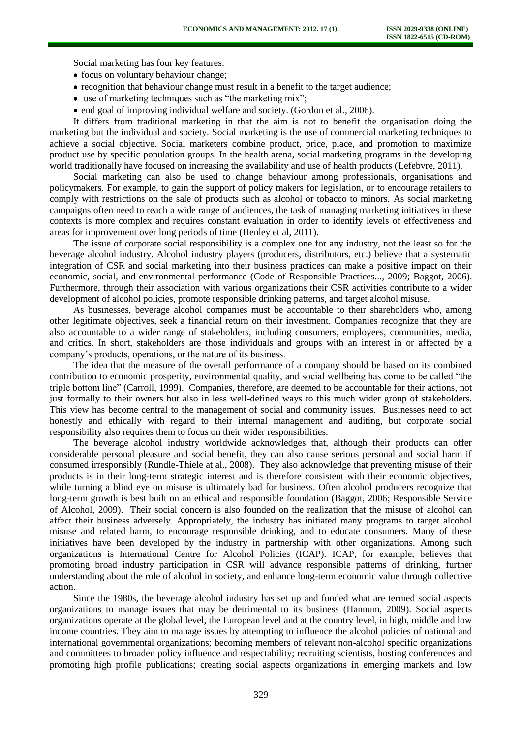Social marketing has four key features:

- focus on voluntary behaviour change;
- recognition that behaviour change must result in a benefit to the target audience;
- use of marketing techniques such as "the marketing mix";
- end goal of improving individual welfare and society. (Gordon et al., 2006).

It differs from traditional marketing in that the aim is not to benefit the organisation doing the marketing but the individual and society. Social marketing is the use of commercial marketing techniques to achieve a social objective. Social marketers combine product, price, place, and promotion to maximize product use by specific population groups. In the health arena, social marketing programs in the developing world traditionally have focused on increasing the availability and use of health products (Lefebvre, 2011).

Social marketing can also be used to change behaviour among professionals, organisations and policymakers. For example, to gain the support of policy makers for legislation, or to encourage retailers to comply with restrictions on the sale of products such as alcohol or tobacco to minors. As social marketing campaigns often need to reach a wide range of audiences, the task of managing marketing initiatives in these contexts is more complex and requires constant evaluation in order to identify levels of effectiveness and areas for improvement over long periods of time (Henley et al, 2011).

The issue of corporate social responsibility is a complex one for any industry, not the least so for the beverage alcohol industry. Alcohol industry players (producers, distributors, etc.) believe that a systematic integration of CSR and social marketing into their business practices can make a positive impact on their economic, social, and environmental performance (Code of Responsible Practices..., 2009; Baggot, 2006). Furthermore, through their association with various organizations their CSR activities contribute to a wider development of alcohol policies, promote responsible drinking patterns, and target alcohol misuse.

As businesses, beverage alcohol companies must be accountable to their shareholders who, among other legitimate objectives, seek a financial return on their investment. Companies recognize that they are also accountable to a wider range of stakeholders, including consumers, employees, communities, media, and critics. In short, stakeholders are those individuals and groups with an interest in or affected by a company's products, operations, or the nature of its business.

The idea that the measure of the overall performance of a company should be based on its combined contribution to economic prosperity, environmental quality, and social wellbeing has come to be called "the triple bottom line" (Carroll, 1999). Companies, therefore, are deemed to be accountable for their actions, not just formally to their owners but also in less well-defined ways to this much wider group of stakeholders. This view has become central to the management of social and community issues. Businesses need to act honestly and ethically with regard to their internal management and auditing, but corporate social responsibility also requires them to focus on their wider responsibilities.

The beverage alcohol industry worldwide acknowledges that, although their products can offer considerable personal pleasure and social benefit, they can also cause serious personal and social harm if consumed irresponsibly (Rundle-Thiele at al., 2008). They also acknowledge that preventing misuse of their products is in their long-term strategic interest and is therefore consistent with their economic objectives, while turning a blind eye on misuse is ultimately bad for business. Often alcohol producers recognize that long-term growth is best built on an ethical and responsible foundation (Baggot, 2006; Responsible Service of Alcohol, 2009). Their social concern is also founded on the realization that the misuse of alcohol can affect their business adversely. Appropriately, the industry has initiated many programs to target alcohol misuse and related harm, to encourage responsible drinking, and to educate consumers. Many of these initiatives have been developed by the industry in partnership with other organizations. Among such organizations is International Centre for Alcohol Policies (ICAP). ICAP, for example, believes that promoting broad industry participation in CSR will advance responsible patterns of drinking, further understanding about the role of alcohol in society, and enhance long-term economic value through collective action.

Since the 1980s, the beverage alcohol industry has set up and funded what are termed social aspects organizations to manage issues that may be detrimental to its business (Hannum, 2009). Social aspects organizations operate at the global level, the European level and at the country level, in high, middle and low income countries. They aim to manage issues by attempting to influence the alcohol policies of national and international governmental organizations; becoming members of relevant non-alcohol specific organizations and committees to broaden policy influence and respectability; recruiting scientists, hosting conferences and promoting high profile publications; creating social aspects organizations in emerging markets and low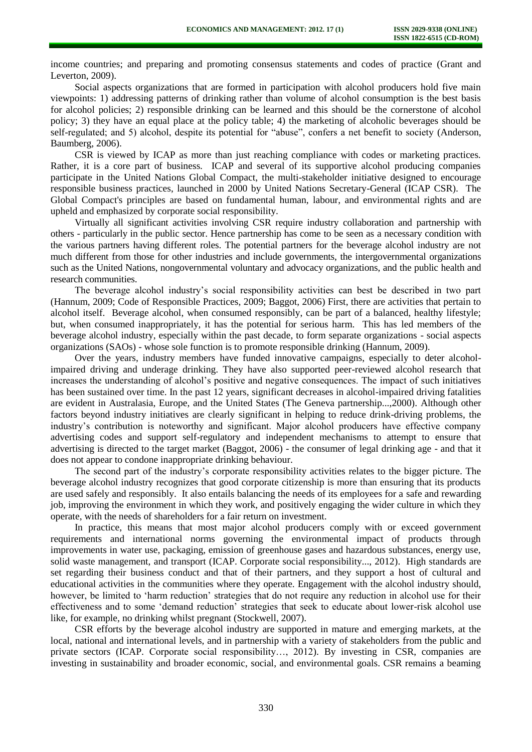income countries; and preparing and promoting consensus statements and codes of practice (Grant and Leverton, 2009).

Social aspects organizations that are formed in participation with alcohol producers hold five main viewpoints: 1) addressing patterns of drinking rather than volume of alcohol consumption is the best basis for alcohol policies; 2) responsible drinking can be learned and this should be the cornerstone of alcohol policy; 3) they have an equal place at the policy table; 4) the marketing of alcoholic beverages should be self-regulated; and 5) alcohol, despite its potential for "abuse", confers a net benefit to society (Anderson, Baumberg, 2006).

CSR is viewed by ICAP as more than just reaching compliance with codes or marketing practices. Rather, it is a core part of business. ICAP and several of its supportive alcohol producing companies participate in the United Nations Global Compact, the multi-stakeholder initiative designed to encourage responsible business practices, launched in 2000 by United Nations Secretary-General (ICAP CSR). The Global Compact's principles are based on fundamental human, labour, and environmental rights and are upheld and emphasized by corporate social responsibility.

Virtually all significant activities involving CSR require industry collaboration and partnership with others - particularly in the public sector. Hence partnership has come to be seen as a necessary condition with the various partners having different roles. The potential partners for the beverage alcohol industry are not much different from those for other industries and include governments, the intergovernmental organizations such as the United Nations, nongovernmental voluntary and advocacy organizations, and the public health and research communities.

The beverage alcohol industry's social responsibility activities can best be described in two part (Hannum, 2009; Code of Responsible Practices, 2009; Baggot, 2006) First, there are activities that pertain to alcohol itself. Beverage alcohol, when consumed responsibly, can be part of a balanced, healthy lifestyle; but, when consumed inappropriately, it has the potential for serious harm. This has led members of the beverage alcohol industry, especially within the past decade, to form separate organizations - social aspects organizations (SAOs) - whose sole function is to promote responsible drinking (Hannum, 2009).

Over the years, industry members have funded innovative campaigns, especially to deter alcohol-impaired driving and underage drinking. They have also supported peer-reviewed alcohol research that increases the understanding of alcohol's positive and negative consequences. The impact of such initiatives has been sustained over time. In the past 12 years, significant decreases in alcohol-impaired driving fatalities are evident in Australasia, Europe, and the United States (The Geneva partnership...,2000). Although other factors beyond industry initiatives are clearly significant in helping to reduce drink-driving problems, the industry's contribution is noteworthy and significant. Major alcohol producers have effective company advertising codes and support self-regulatory and independent mechanisms to attempt to ensure that advertising is directed to the target market (Baggot, 2006) - the consumer of legal drinking age - and that it does not appear to condone inappropriate drinking behaviour.

The second part of the industry's corporate responsibility activities relates to the bigger picture. The beverage alcohol industry recognizes that good corporate citizenship is more than ensuring that its products are used safely and responsibly. It also entails balancing the needs of its employees for a safe and rewarding job, improving the environment in which they work, and positively engaging the wider culture in which they operate, with the needs of shareholders for a fair return on investment.

In practice, this means that most major alcohol producers comply with or exceed government requirements and international norms governing the environmental impact of products through improvements in water use, packaging, emission of greenhouse gases and hazardous substances, energy use, solid waste management, and transport (ICAP. Corporate social responsibility..., 2012). High standards are set regarding their business conduct and that of their partners, and they support a host of cultural and educational activities in the communities where they operate. Engagement with the alcohol industry should, however, be limited to 'harm reduction' strategies that do not require any reduction in alcohol use for their effectiveness and to some 'demand reduction' strategies that seek to educate about lower-risk alcohol use like, for example, no drinking whilst pregnant (Stockwell, 2007).

CSR efforts by the beverage alcohol industry are supported in mature and emerging markets, at the local, national and international levels, and in partnership with a variety of stakeholders from the public and private sectors (ICAP. Corporate social responsibility…, 2012). By investing in CSR, companies are investing in sustainability and broader economic, social, and environmental goals. CSR remains a beaming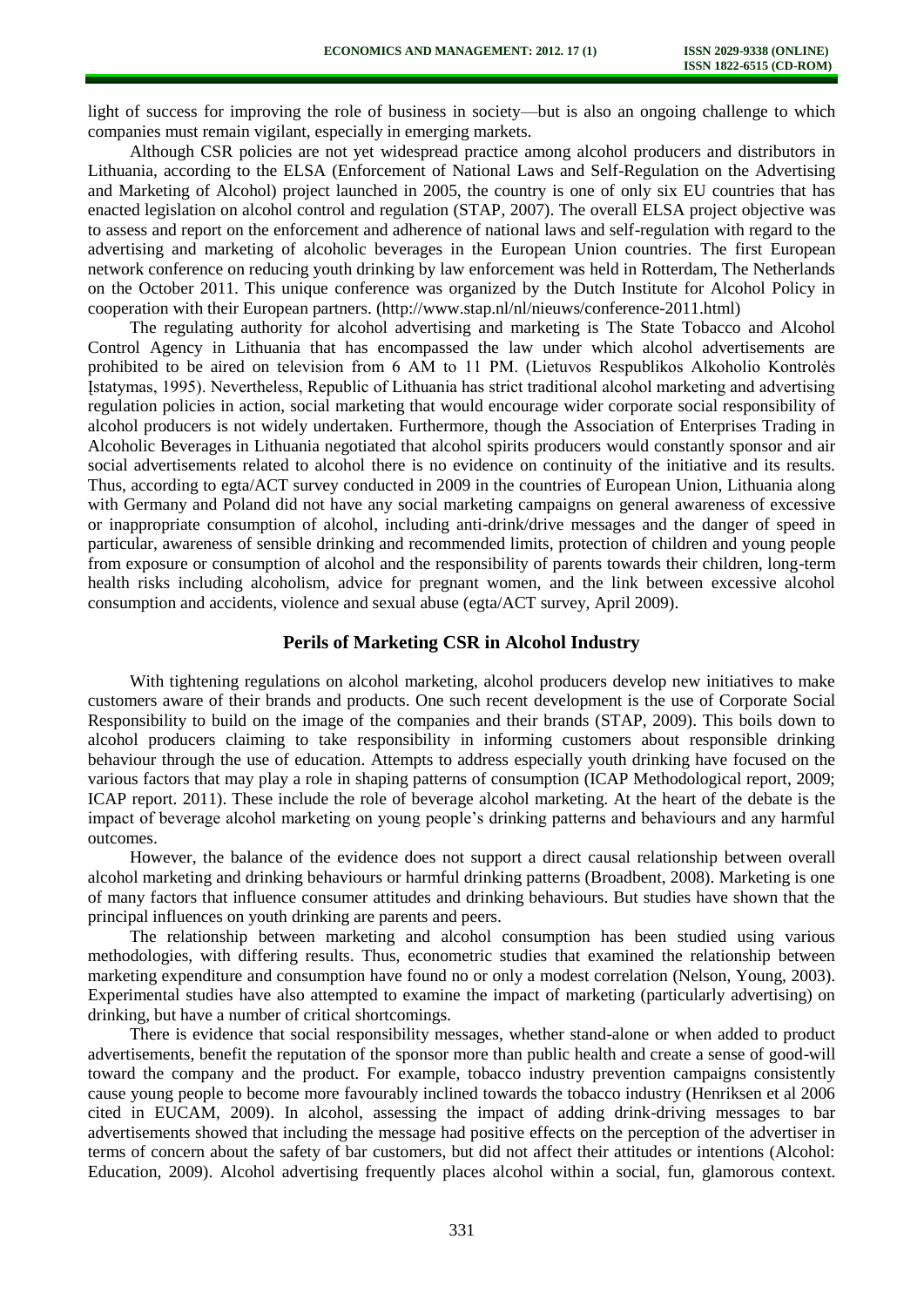light of success for improving the role of business in society—but is also an ongoing challenge to which companies must remain vigilant, especially in emerging markets.

Although CSR policies are not yet widespread practice among alcohol producers and distributors in Lithuania, according to the ELSA (Enforcement of National Laws and Self-Regulation on the Advertising and Marketing of Alcohol) project launched in 2005, the country is one of only six EU countries that has enacted legislation on alcohol control and regulation (STAP, 2007). The overall ELSA project objective was to assess and report on the enforcement and adherence of national laws and self-regulation with regard to the advertising and marketing of alcoholic beverages in the European Union countries. The first European network conference on reducing youth drinking by law enforcement was held in Rotterdam, The Netherlands on the October 2011. This unique conference was organized by the Dutch Institute for Alcohol Policy in cooperation with their European partners. (http://www.stap.nl/nl/nieuws/conference-2011.html)

The regulating authority for alcohol advertising and marketing is The State Tobacco and Alcohol Control Agency in Lithuania that has encompassed the law under which alcohol advertisements are prohibited to be aired on television from 6 AM to 11 PM. (Lietuvos Respublikos Alkoholio Kontrolės Įstatymas, 1995). Nevertheless, Republic of Lithuania has strict traditional alcohol marketing and advertising regulation policies in action, social marketing that would encourage wider corporate social responsibility of alcohol producers is not widely undertaken. Furthermore, though the Association of Enterprises Trading in Alcoholic Beverages in Lithuania negotiated that alcohol spirits producers would constantly sponsor and air social advertisements related to alcohol there is no evidence on continuity of the initiative and its results. Thus, according to egta/ACT survey conducted in 2009 in the countries of European Union, Lithuania along with Germany and Poland did not have any social marketing campaigns on general awareness of excessive or inappropriate consumption of alcohol, including anti-drink/drive messages and the danger of speed in particular, awareness of sensible drinking and recommended limits, protection of children and young people from exposure or consumption of alcohol and the responsibility of parents towards their children, long-term health risks including alcoholism, advice for pregnant women, and the link between excessive alcohol consumption and accidents, violence and sexual abuse (egta/ACT survey, April 2009).

## Perils of Marketing CSR in Alcohol Industry

With tightening regulations on alcohol marketing, alcohol producers develop new initiatives to make customers aware of their brands and products. One such recent development is the use of Corporate Social Responsibility to build on the image of the companies and their brands (STAP, 2009). This boils down to alcohol producers claiming to take responsibility in informing customers about responsible drinking behaviour through the use of education. Attempts to address especially youth drinking have focused on the various factors that may play a role in shaping patterns of consumption (ICAP Methodological report, 2009; ICAP report. 2011). These include the role of beverage alcohol marketing. At the heart of the debate is the impact of beverage alcohol marketing on young people's drinking patterns and behaviours and any harmful outcomes.

However, the balance of the evidence does not support a direct causal relationship between overall alcohol marketing and drinking behaviours or harmful drinking patterns (Broadbent, 2008). Marketing is one of many factors that influence consumer attitudes and drinking behaviours. But studies have shown that the principal influences on youth drinking are parents and peers.

The relationship between marketing and alcohol consumption has been studied using various methodologies, with differing results. Thus, econometric studies that examined the relationship between marketing expenditure and consumption have found no or only a modest correlation (Nelson, Young, 2003). Experimental studies have also attempted to examine the impact of marketing (particularly advertising) on drinking, but have a number of critical shortcomings.

There is evidence that social responsibility messages, whether stand-alone or when added to product advertisements, benefit the reputation of the sponsor more than public health and create a sense of good-will toward the company and the product. For example, tobacco industry prevention campaigns consistently cause young people to become more favourably inclined towards the tobacco industry (Henriksen et al 2006 cited in EUCAM, 2009). In alcohol, assessing the impact of adding drink-driving messages to bar advertisements showed that including the message had positive effects on the perception of the advertiser in terms of concern about the safety of bar customers, but did not affect their attitudes or intentions (Alcohol: Education, 2009). Alcohol advertising frequently places alcohol within a social, fun, glamorous context.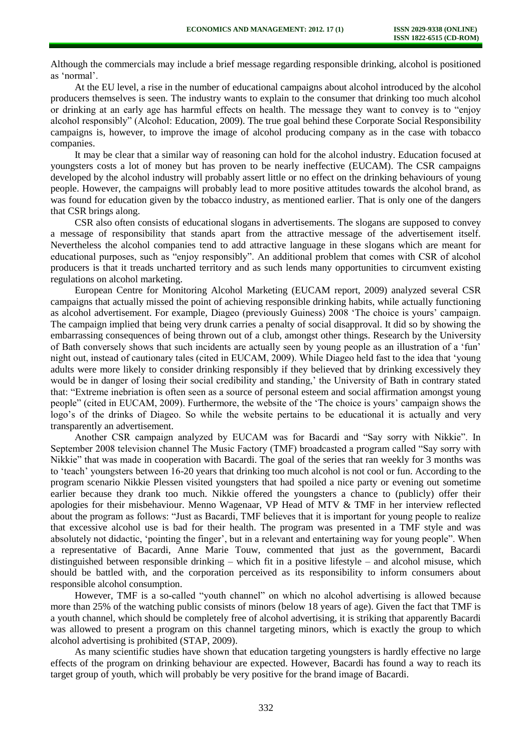Although the commercials may include a brief message regarding responsible drinking, alcohol is positioned as 'normal'.

At the EU level, a rise in the number of educational campaigns about alcohol introduced by the alcohol producers themselves is seen. The industry wants to explain to the consumer that drinking too much alcohol or drinking at an early age has harmful effects on health. The message they want to convey is to "enjoy alcohol responsibly" (Alcohol: Education, 2009). The true goal behind these Corporate Social Responsibility campaigns is, however, to improve the image of alcohol producing company as in the case with tobacco companies.

It may be clear that a similar way of reasoning can hold for the alcohol industry. Education focused at youngsters costs a lot of money but has proven to be nearly ineffective (EUCAM). The CSR campaigns developed by the alcohol industry will probably assert little or no effect on the drinking behaviours of young people. However, the campaigns will probably lead to more positive attitudes towards the alcohol brand, as was found for education given by the tobacco industry, as mentioned earlier. That is only one of the dangers that CSR brings along.

CSR also often consists of educational slogans in advertisements. The slogans are supposed to convey a message of responsibility that stands apart from the attractive message of the advertisement itself. Nevertheless the alcohol companies tend to add attractive language in these slogans which are meant for educational purposes, such as "enjoy responsibly". An additional problem that comes with CSR of alcohol producers is that it treads uncharted territory and as such lends many opportunities to circumvent existing regulations on alcohol marketing.

European Centre for Monitoring Alcohol Marketing (EUCAM report, 2009) analyzed several CSR campaigns that actually missed the point of achieving responsible drinking habits, while actually functioning as alcohol advertisement. For example, Diageo (previously Guiness) 2008 'The choice is yours' campaign. The campaign implied that being very drunk carries a penalty of social disapproval. It did so by showing the embarrassing consequences of being thrown out of a club, amongst other things. Research by the University of Bath conversely shows that such incidents are actually seen by young people as an illustration of a 'fun' night out, instead of cautionary tales (cited in EUCAM, 2009). While Diageo held fast to the idea that 'young adults were more likely to consider drinking responsibly if they believed that by drinking excessively they would be in danger of losing their social credibility and standing,' the University of Bath in contrary stated that: "Extreme inebriation is often seen as a source of personal esteem and social affirmation amongst young people" (cited in EUCAM, 2009). Furthermore, the website of the 'The choice is yours' campaign shows the logo's of the drinks of Diageo. So while the website pertains to be educational it is actually and very transparently an advertisement.

Another CSR campaign analyzed by EUCAM was for Bacardi and "Say sorry with Nikkie". In September 2008 television channel The Music Factory (TMF) broadcasted a program called "Say sorry with Nikkie" that was made in cooperation with Bacardi. The goal of the series that ran weekly for 3 months was to 'teach' youngsters between 16-20 years that drinking too much alcohol is not cool or fun. According to the program scenario Nikkie Plessen visited youngsters that had spoiled a nice party or evening out sometime earlier because they drank too much. Nikkie offered the youngsters a chance to (publicly) offer their apologies for their misbehaviour. Menno Wagenaar, VP Head of MTV & TMF in her interview reflected about the program as follows: "Just as Bacardi, TMF believes that it is important for young people to realize that excessive alcohol use is bad for their health. The program was presented in a TMF style and was absolutely not didactic, 'pointing the finger', but in a relevant and entertaining way for young people". When a representative of Bacardi, Anne Marie Touw, commented that just as the government, Bacardi distinguished between responsible drinking – which fit in a positive lifestyle – and alcohol misuse, which should be battled with, and the corporation perceived as its responsibility to inform consumers about responsible alcohol consumption.

However, TMF is a so-called "youth channel" on which no alcohol advertising is allowed because more than 25% of the watching public consists of minors (below 18 years of age). Given the fact that TMF is a youth channel, which should be completely free of alcohol advertising, it is striking that apparently Bacardi was allowed to present a program on this channel targeting minors, which is exactly the group to which alcohol advertising is prohibited (STAP, 2009).

As many scientific studies have shown that education targeting youngsters is hardly effective no large effects of the program on drinking behaviour are expected. However, Bacardi has found a way to reach its target group of youth, which will probably be very positive for the brand image of Bacardi.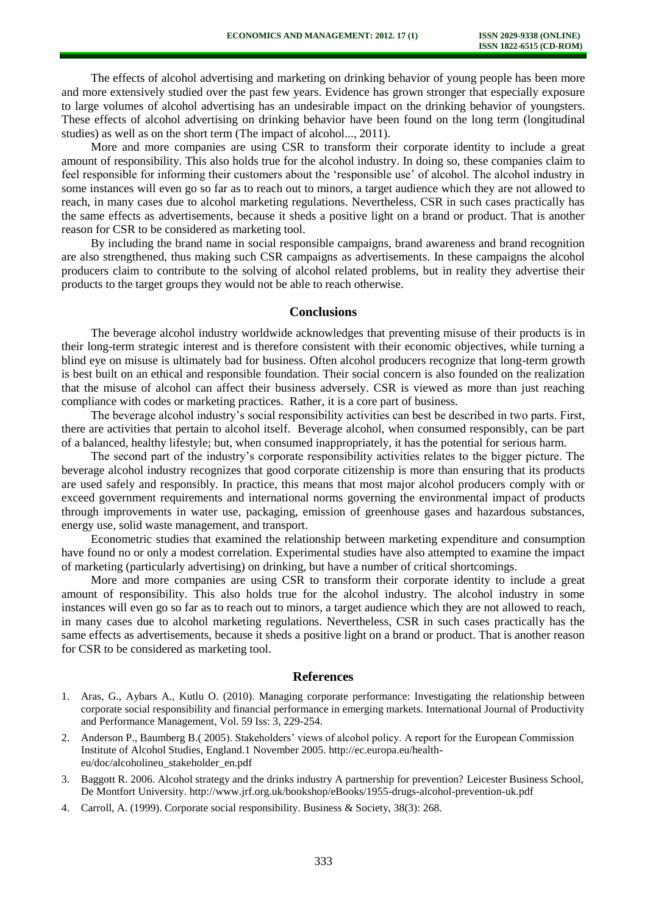The effects of alcohol advertising and marketing on drinking behavior of young people has been more and more extensively studied over the past few years. Evidence has grown stronger that especially exposure to large volumes of alcohol advertising has an undesirable impact on the drinking behavior of youngsters. These effects of alcohol advertising on drinking behavior have been found on the long term (longitudinal studies) as well as on the short term (The impact of alcohol..., 2011).

More and more companies are using CSR to transform their corporate identity to include a great amount of responsibility. This also holds true for the alcohol industry. In doing so, these companies claim to feel responsible for informing their customers about the 'responsible use' of alcohol. The alcohol industry in some instances will even go so far as to reach out to minors, a target audience which they are not allowed to reach, in many cases due to alcohol marketing regulations. Nevertheless, CSR in such cases practically has the same effects as advertisements, because it sheds a positive light on a brand or product. That is another reason for CSR to be considered as marketing tool.

By including the brand name in social responsible campaigns, brand awareness and brand recognition are also strengthened, thus making such CSR campaigns as advertisements. In these campaigns the alcohol producers claim to contribute to the solving of alcohol related problems, but in reality they advertise their products to the target groups they would not be able to reach otherwise.

## Conclusions

The beverage alcohol industry worldwide acknowledges that preventing misuse of their products is in their long-term strategic interest and is therefore consistent with their economic objectives, while turning a blind eye on misuse is ultimately bad for business. Often alcohol producers recognize that long-term growth is best built on an ethical and responsible foundation. Their social concern is also founded on the realization that the misuse of alcohol can affect their business adversely. CSR is viewed as more than just reaching compliance with codes or marketing practices. Rather, it is a core part of business.

The beverage alcohol industry's social responsibility activities can best be described in two parts. First, there are activities that pertain to alcohol itself. Beverage alcohol, when consumed responsibly, can be part of a balanced, healthy lifestyle; but, when consumed inappropriately, it has the potential for serious harm.

The second part of the industry's corporate responsibility activities relates to the bigger picture. The beverage alcohol industry recognizes that good corporate citizenship is more than ensuring that its products are used safely and responsibly. In practice, this means that most major alcohol producers comply with or exceed government requirements and international norms governing the environmental impact of products through improvements in water use, packaging, emission of greenhouse gases and hazardous substances, energy use, solid waste management, and transport.

Econometric studies that examined the relationship between marketing expenditure and consumption have found no or only a modest correlation. Experimental studies have also attempted to examine the impact of marketing (particularly advertising) on drinking, but have a number of critical shortcomings.

More and more companies are using CSR to transform their corporate identity to include a great amount of responsibility. This also holds true for the alcohol industry. The alcohol industry in some instances will even go so far as to reach out to minors, a target audience which they are not allowed to reach, in many cases due to alcohol marketing regulations. Nevertheless, CSR in such cases practically has the same effects as advertisements, because it sheds a positive light on a brand or product. That is another reason for CSR to be considered as marketing tool.

## References

1. Aras, G., Aybars A., Kutlu O. (2010). Managing corporate performance: Investigating the relationship between corporate social responsibility and financial performance in emerging markets. International Journal of Productivity and Performance Management, Vol. 59 Iss: 3, 229-254.
2. Anderson P., Baumberg B.( 2005). Stakeholders' views of alcohol policy. A report for the European Commission Institute of Alcohol Studies, England.1 November 2005. http://ec.europa.eu/health-eu/doc/alcoholineu_stakeholder_en.pdf
3. Baggott R. 2006. Alcohol strategy and the drinks industry A partnership for prevention? Leicester Business School, De Montfort University. http://www.jrf.org.uk/bookshop/eBooks/1955-drugs-alcohol-prevention-uk.pdf
4. Carroll, A. (1999). Corporate social responsibility. Business & Society, 38(3): 268.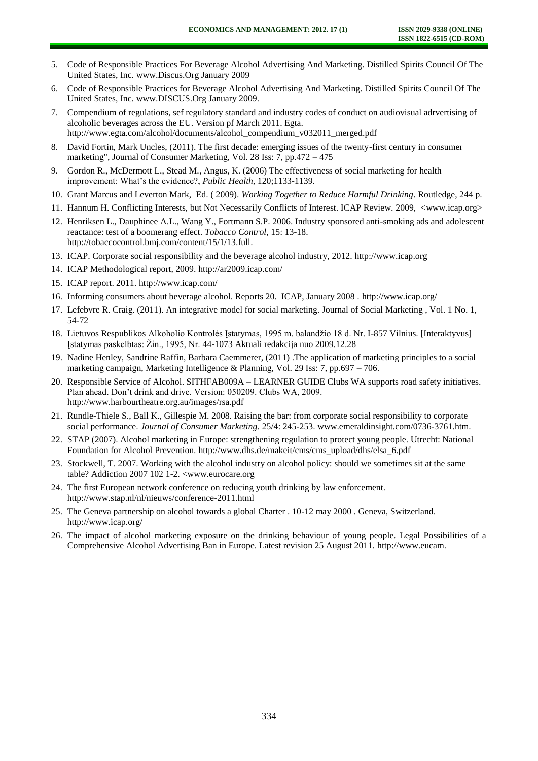5. Code of Responsible Practices For Beverage Alcohol Advertising And Marketing. Distilled Spirits Council Of The United States, Inc. www.Discus.Org January 2009
6. Code of Responsible Practices for Beverage Alcohol Advertising And Marketing. Distilled Spirits Council Of The United States, Inc. www.DISCUS.Org January 2009.
7. Compendium of regulations, sef regulatory standard and industry codes of conduct on audiovisual adrvertising of alcoholic beverages across the EU. Version pf March 2011. Egta. http://www.egta.com/alcohol/documents/alcohol_compendium_v032011_merged.pdf
8. David Fortin, Mark Uncles, (2011). The first decade: emerging issues of the twenty-first century in consumer marketing", Journal of Consumer Marketing, Vol. 28 Iss: 7, pp.472 – 475
9. Gordon R., McDermott L., Stead M., Angus, K. (2006) The effectiveness of social marketing for health improvement: What's the evidence?, *Public Health,* 120;1133-1139.
10. Grant Marcus and Leverton Mark, Ed. ( 2009). *Working Together to Reduce Harmful Drinking*. Routledge, 244 p.
11. Hannum H. Conflicting Interests, but Not Necessarily Conflicts of Interest. ICAP Review. 2009, <www.icap.org>
12. Henriksen L., Dauphinee A.L., Wang Y., Fortmann S.P. 2006. Industry sponsored anti-smoking ads and adolescent reactance: test of a boomerang effect. *Tobacco Control*, 15: 13-18. http://tobaccocontrol.bmj.com/content/15/1/13.full.
13. ICAP. Corporate social responsibility and the beverage alcohol industry, 2012. http://www.icap.org
14. ICAP Methodological report, 2009. http://ar2009.icap.com/
15. ICAP report. 2011. http://www.icap.com/
16. Informing consumers about beverage alcohol. Reports 20. ICAP, January 2008 . http://www.icap.org/
17. Lefebvre R. Craig. (2011). An integrative model for social marketing. Journal of Social Marketing , Vol. 1 No. 1, 54-72
18. Lietuvos Respublikos Alkoholio Kontrolės Įstatymas, 1995 m. balandžio 18 d. Nr. I-857 Vilnius. [Interaktyvus] Įstatymas paskelbtas: Žin., 1995, Nr. 44-1073 Aktuali redakcija nuo 2009.12.28
19. Nadine Henley, Sandrine Raffin, Barbara Caemmerer, (2011) .The application of marketing principles to a social marketing campaign, Marketing Intelligence & Planning, Vol. 29 Iss: 7, pp.697 – 706.
20. Responsible Service of Alcohol. SITHFAB009A – LEARNER GUIDE Clubs WA supports road safety initiatives. Plan ahead. Don't drink and drive. Version: 050209. Clubs WA, 2009. http://www.harbourtheatre.org.au/images/rsa.pdf
21. Rundle-Thiele S., Ball K., Gillespie M. 2008. Raising the bar: from corporate social responsibility to corporate social performance. *Journal of Consumer Marketing.* 25/4: 245-253. www.emeraldinsight.com/0736-3761.htm.
22. STAP (2007). Alcohol marketing in Europe: strengthening regulation to protect young people. Utrecht: National Foundation for Alcohol Prevention. http://www.dhs.de/makeit/cms/cms_upload/dhs/elsa_6.pdf
23. Stockwell, T. 2007. Working with the alcohol industry on alcohol policy: should we sometimes sit at the same table? Addiction 2007 102 1-2. <www.eurocare.org
24. The first European network conference on reducing youth drinking by law enforcement. http://www.stap.nl/nl/nieuws/conference-2011.html
25. The Geneva partnership on alcohol towards a global Charter . 10-12 may 2000 . Geneva, Switzerland. http://www.icap.org/
26. The impact of alcohol marketing exposure on the drinking behaviour of young people. Legal Possibilities of a Comprehensive Alcohol Advertising Ban in Europe. Latest revision 25 August 2011. http://www.eucam.